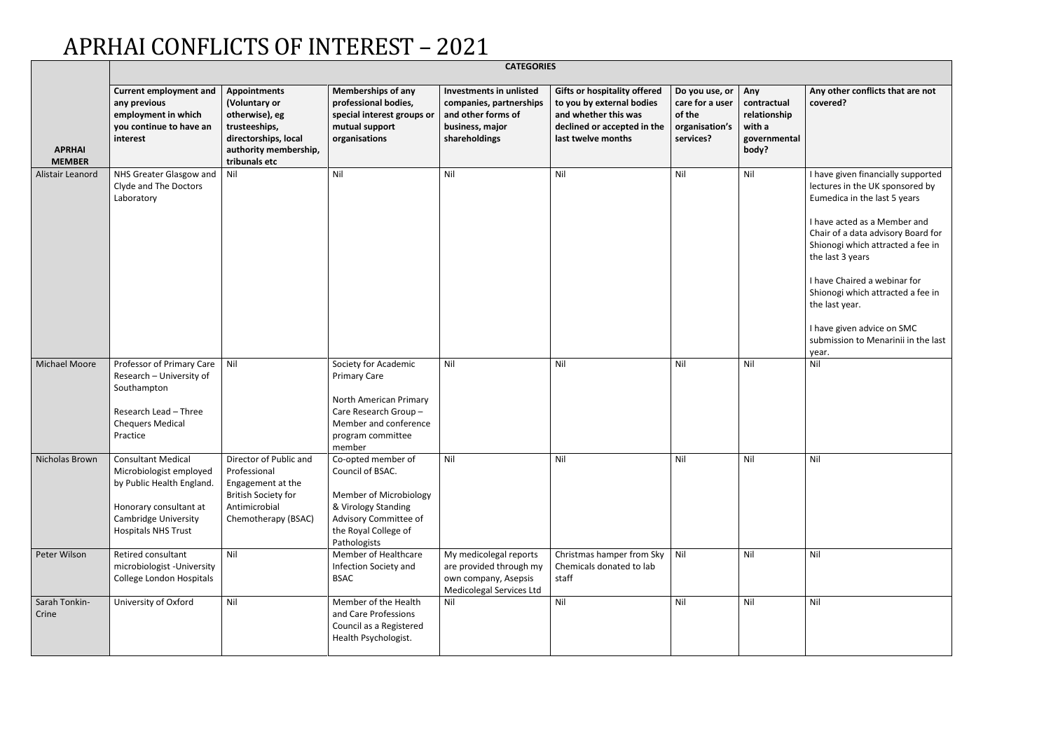# APRHAI CONFLICTS OF INTEREST – 2021

| APRHAI MEMBER | CATEGORIES | | | | | | | |
|---|---|---|---|---|---|---|---|---|
| | **Current employment and any previous employment in which you continue to have an interest** | **Appointments (Voluntary or otherwise), eg trusteeships, directorships, local authority membership, tribunals etc** | **Memberships of any professional bodies, special interest groups or mutual support organisations** | **Investments in unlisted companies, partnerships and other forms of business, major shareholdings** | **Gifts or hospitality offered to you by external bodies and whether this was declined or accepted in the last twelve months** | **Do you use, or care for a user of the organisation's services?** | **Any contractual relationship with a governmental body?** | **Any other conflicts that are not covered?** |
| Alistair Leanord | NHS Greater Glasgow and Clyde and The Doctors Laboratory | Nil | Nil | Nil | Nil | Nil | Nil | I have given financially supported lectures in the UK sponsored by Eumedica in the last 5 years<br><br>I have acted as a Member and Chair of a data advisory Board for Shionogi which attracted a fee in the last 3 years<br><br>I have Chaired a webinar for Shionogi which attracted a fee in the last year.<br><br>I have given advice on SMC submission to Menarinii in the last year. |
| Michael Moore | Professor of Primary Care Research – University of Southampton<br><br>Research Lead – Three Chequers Medical Practice | Nil | Society for Academic Primary Care<br><br>North American Primary Care Research Group – Member and conference program committee member | Nil | Nil | Nil | Nil | Nil |
| Nicholas Brown | Consultant Medical Microbiologist employed by Public Health England.<br><br>Honorary consultant at Cambridge University Hospitals NHS Trust | Director of Public and Professional Engagement at the British Society for Antimicrobial Chemotherapy (BSAC) | Co-opted member of Council of BSAC.<br><br>Member of Microbiology & Virology Standing Advisory Committee of the Royal College of Pathologists | Nil | Nil | Nil | Nil | Nil |
| Peter Wilson | Retired consultant microbiologist -University College London Hospitals | Nil | Member of Healthcare Infection Society and BSAC | My medicolegal reports are provided through my own company, Asepsis Medicolegal Services Ltd | Christmas hamper from Sky Chemicals donated to lab staff | Nil | Nil | Nil |
| Sarah Tonkin-Crine | University of Oxford | Nil | Member of the Health and Care Professions Council as a Registered Health Psychologist. | Nil | Nil | Nil | Nil | Nil |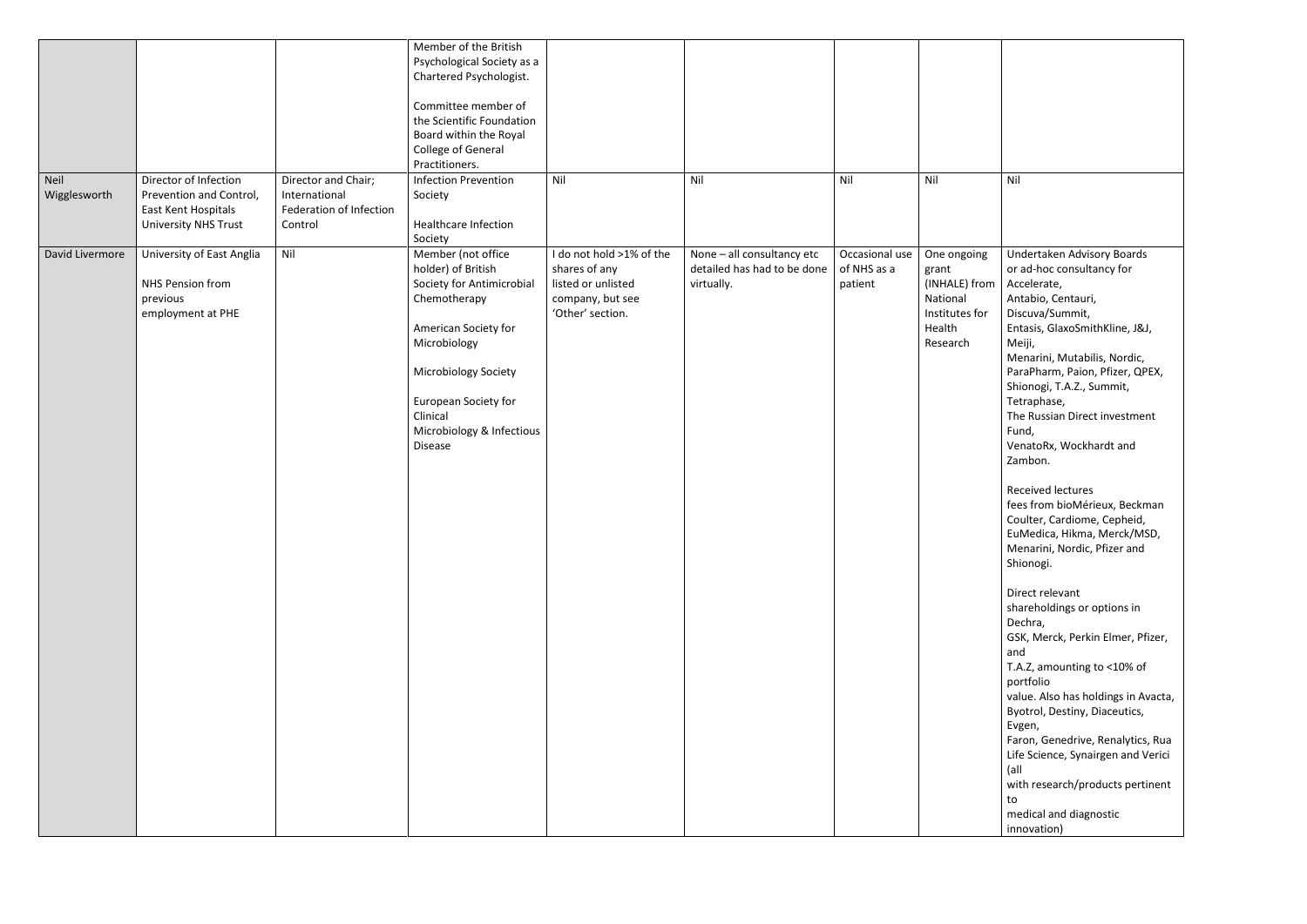| | | | | | | | | |
|---|---|---|---|---|---|---|---|---|
| | | | Member of the British Psychological Society as a Chartered Psychologist.<br><br>Committee member of the Scientific Foundation Board within the Royal College of General Practitioners. | | | | | |
| Neil Wigglesworth | Director of Infection Prevention and Control, East Kent Hospitals University NHS Trust | Director and Chair; International Federation of Infection Control | Infection Prevention Society<br><br>Healthcare Infection Society | Nil | Nil | Nil | Nil | Nil |
| David Livermore | University of East Anglia<br><br>NHS Pension from previous employment at PHE | Nil | Member (not office holder) of British Society for Antimicrobial Chemotherapy<br><br>American Society for Microbiology<br><br>Microbiology Society<br><br>European Society for Clinical Microbiology & Infectious Disease | I do not hold >1% of the shares of any listed or unlisted company, but see 'Other' section. | None – all consultancy etc detailed has had to be done virtually. | Occasional use of NHS as a patient | One ongoing grant (INHALE) from National Institutes for Health Research | Undertaken Advisory Boards or ad-hoc consultancy for Accelerate, Antabio, Centauri, Discuva/Summit, Entasis, GlaxoSmithKline, J&J, Meiji, Menarini, Mutabilis, Nordic, ParaPharm, Paion, Pfizer, QPEX, Shionogi, T.A.Z., Summit, Tetraphase, The Russian Direct investment Fund, VenatoRx, Wockhardt and Zambon.<br><br>Received lectures fees from bioMérieux, Beckman Coulter, Cardiome, Cepheid, EuMedica, Hikma, Merck/MSD, Menarini, Nordic, Pfizer and Shionogi.<br><br>Direct relevant shareholdings or options in Dechra, GSK, Merck, Perkin Elmer, Pfizer, and T.A.Z, amounting to <10% of portfolio value. Also has holdings in Avacta, Byotrol, Destiny, Diaceutics, Evgen, Faron, Genedrive, Renalytics, Rua Life Science, Synairgen and Verici (all with research/products pertinent to medical and diagnostic innovation) |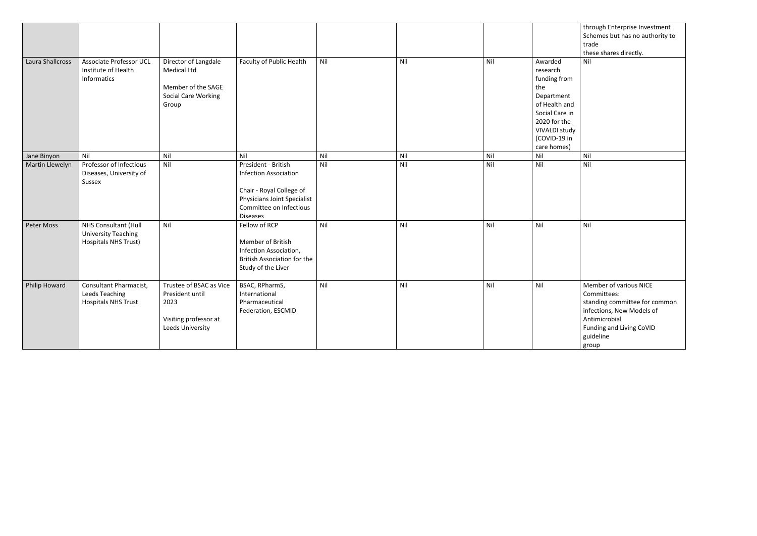| | | | | | | | | |
|---|---|---|---|---|---|---|---|---|
| | | | | | | | | through Enterprise Investment Schemes but has no authority to trade these shares directly. |
| Laura Shallcross | Associate Professor UCL Institute of Health Informatics | Director of Langdale Medical Ltd<br><br>Member of the SAGE Social Care Working Group | Faculty of Public Health | Nil | Nil | Nil | Awarded research funding from the Department of Health and Social Care in 2020 for the VIVALDI study (COVID-19 in care homes) | Nil |
| Jane Binyon | Nil | Nil | Nil | Nil | Nil | Nil | Nil | Nil |
| Martin Llewelyn | Professor of Infectious Diseases, University of Sussex | Nil | President - British Infection Association<br><br>Chair - Royal College of Physicians Joint Specialist Committee on Infectious Diseases | Nil | Nil | Nil | Nil | Nil |
| Peter Moss | NHS Consultant (Hull University Teaching Hospitals NHS Trust) | Nil | Fellow of RCP<br><br>Member of British Infection Association, British Association for the Study of the Liver | Nil | Nil | Nil | Nil | Nil |
| Philip Howard | Consultant Pharmacist, Leeds Teaching Hospitals NHS Trust | Trustee of BSAC as Vice President until 2023<br><br>Visiting professor at Leeds University | BSAC, RPharmS, International Pharmaceutical Federation, ESCMID | Nil | Nil | Nil | Nil | Member of various NICE Committees: standing committee for common infections, New Models of Antimicrobial Funding and Living CoVID guideline group |